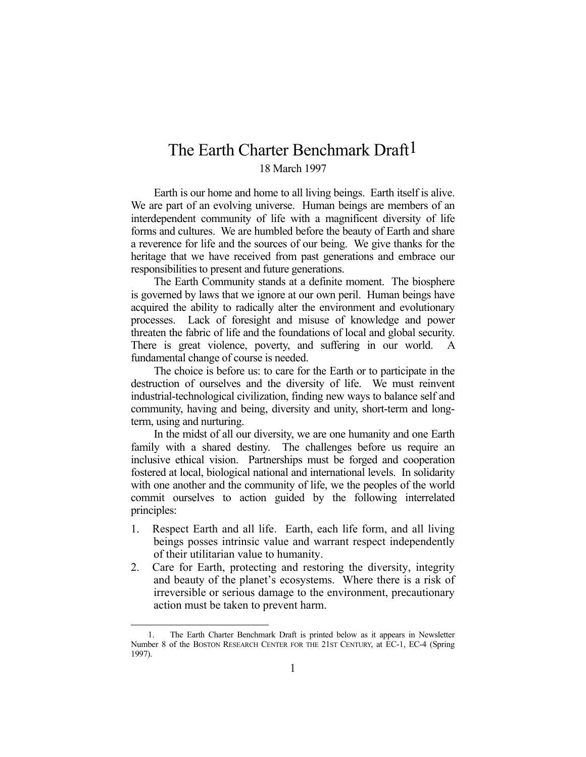# The Earth Charter Benchmark Draft[1]

18 March 1997

Earth is our home and home to all living beings. Earth itself is alive. We are part of an evolving universe. Human beings are members of an interdependent community of life with a magnificent diversity of life forms and cultures. We are humbled before the beauty of Earth and share a reverence for life and the sources of our being. We give thanks for the heritage that we have received from past generations and embrace our responsibilities to present and future generations.

The Earth Community stands at a definite moment. The biosphere is governed by laws that we ignore at our own peril. Human beings have acquired the ability to radically alter the environment and evolutionary processes. Lack of foresight and misuse of knowledge and power threaten the fabric of life and the foundations of local and global security. There is great violence, poverty, and suffering in our world. A fundamental change of course is needed.

The choice is before us: to care for the Earth or to participate in the destruction of ourselves and the diversity of life. We must reinvent industrial-technological civilization, finding new ways to balance self and community, having and being, diversity and unity, short-term and long-term, using and nurturing.

In the midst of all our diversity, we are one humanity and one Earth family with a shared destiny. The challenges before us require an inclusive ethical vision. Partnerships must be forged and cooperation fostered at local, biological national and international levels. In solidarity with one another and the community of life, we the peoples of the world commit ourselves to action guided by the following interrelated principles:

1. Respect Earth and all life. Earth, each life form, and all living beings posses intrinsic value and warrant respect independently of their utilitarian value to humanity.
2. Care for Earth, protecting and restoring the diversity, integrity and beauty of the planet's ecosystems. Where there is a risk of irreversible or serious damage to the environment, precautionary action must be taken to prevent harm.

---

1. The Earth Charter Benchmark Draft is printed below as it appears in Newsletter Number 8 of the BOSTON RESEARCH CENTER FOR THE 21ST CENTURY, at EC-1, EC-4 (Spring 1997).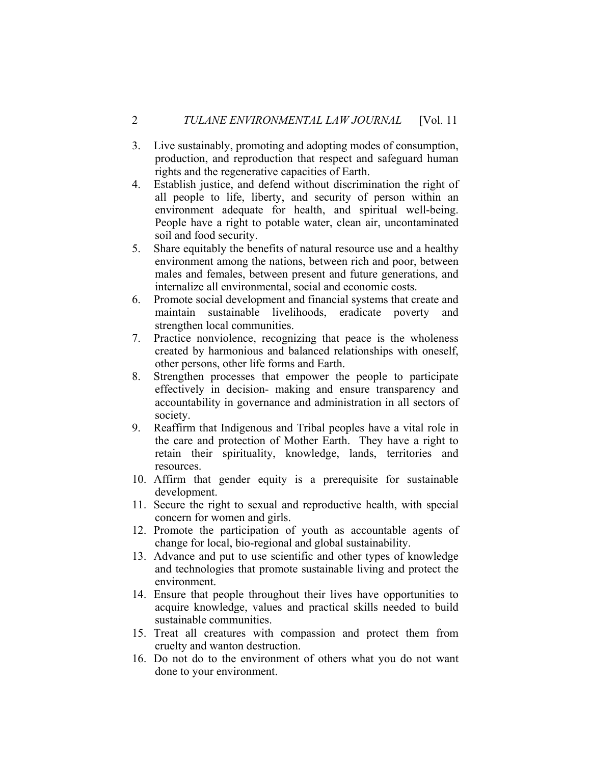3. Live sustainably, promoting and adopting modes of consumption, production, and reproduction that respect and safeguard human rights and the regenerative capacities of Earth.
4. Establish justice, and defend without discrimination the right of all people to life, liberty, and security of person within an environment adequate for health, and spiritual well-being. People have a right to potable water, clean air, uncontaminated soil and food security.
5. Share equitably the benefits of natural resource use and a healthy environment among the nations, between rich and poor, between males and females, between present and future generations, and internalize all environmental, social and economic costs.
6. Promote social development and financial systems that create and maintain sustainable livelihoods, eradicate poverty and strengthen local communities.
7. Practice nonviolence, recognizing that peace is the wholeness created by harmonious and balanced relationships with oneself, other persons, other life forms and Earth.
8. Strengthen processes that empower the people to participate effectively in decision- making and ensure transparency and accountability in governance and administration in all sectors of society.
9. Reaffirm that Indigenous and Tribal peoples have a vital role in the care and protection of Mother Earth. They have a right to retain their spirituality, knowledge, lands, territories and resources.
10. Affirm that gender equity is a prerequisite for sustainable development.
11. Secure the right to sexual and reproductive health, with special concern for women and girls.
12. Promote the participation of youth as accountable agents of change for local, bio-regional and global sustainability.
13. Advance and put to use scientific and other types of knowledge and technologies that promote sustainable living and protect the environment.
14. Ensure that people throughout their lives have opportunities to acquire knowledge, values and practical skills needed to build sustainable communities.
15. Treat all creatures with compassion and protect them from cruelty and wanton destruction.
16. Do not do to the environment of others what you do not want done to your environment.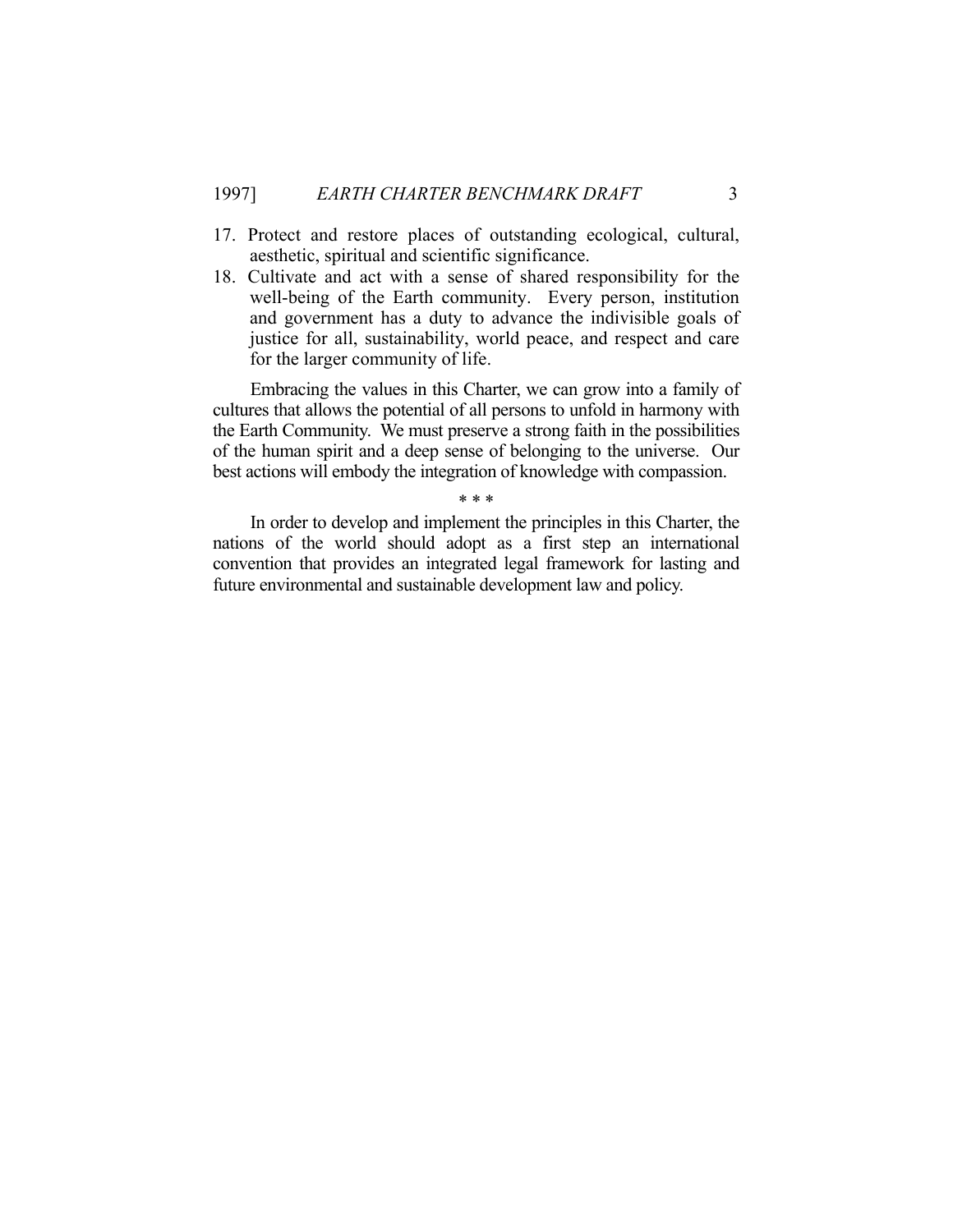17. Protect and restore places of outstanding ecological, cultural, aesthetic, spiritual and scientific significance.
18. Cultivate and act with a sense of shared responsibility for the well-being of the Earth community. Every person, institution and government has a duty to advance the indivisible goals of justice for all, sustainability, world peace, and respect and care for the larger community of life.

Embracing the values in this Charter, we can grow into a family of cultures that allows the potential of all persons to unfold in harmony with the Earth Community. We must preserve a strong faith in the possibilities of the human spirit and a deep sense of belonging to the universe. Our best actions will embody the integration of knowledge with compassion.

\* \* \*

In order to develop and implement the principles in this Charter, the nations of the world should adopt as a first step an international convention that provides an integrated legal framework for lasting and future environmental and sustainable development law and policy.